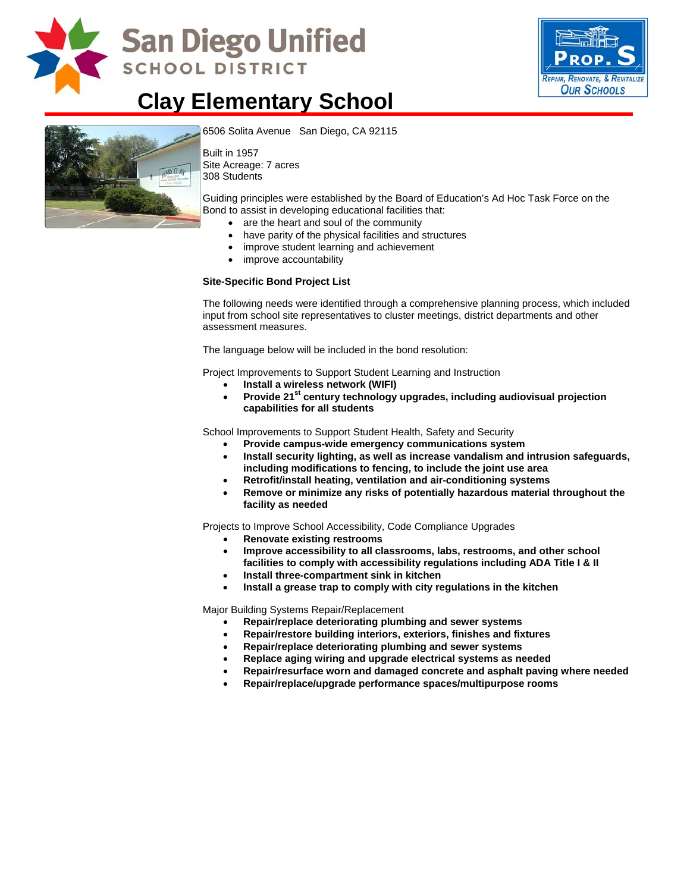# San Diego Unified SCHOOL DISTRICT

PROP. S
Repair, Renovate, & Revitalize Our Schools

# Clay Elementary School

6506 Solita Avenue   San Diego, CA 92115

Built in 1957
Site Acreage: 7 acres
308 Students

Guiding principles were established by the Board of Education's Ad Hoc Task Force on the Bond to assist in developing educational facilities that:

- are the heart and soul of the community
- have parity of the physical facilities and structures
- improve student learning and achievement
- improve accountability

**Site-Specific Bond Project List**

The following needs were identified through a comprehensive planning process, which included input from school site representatives to cluster meetings, district departments and other assessment measures.

The language below will be included in the bond resolution:

Project Improvements to Support Student Learning and Instruction

- **Install a wireless network (WIFI)**
- **Provide 21st century technology upgrades, including audiovisual projection capabilities for all students**

School Improvements to Support Student Health, Safety and Security

- **Provide campus-wide emergency communications system**
- **Install security lighting, as well as increase vandalism and intrusion safeguards, including modifications to fencing, to include the joint use area**
- **Retrofit/install heating, ventilation and air-conditioning systems**
- **Remove or minimize any risks of potentially hazardous material throughout the facility as needed**

Projects to Improve School Accessibility, Code Compliance Upgrades

- **Renovate existing restrooms**
- **Improve accessibility to all classrooms, labs, restrooms, and other school facilities to comply with accessibility regulations including ADA Title I & II**
- **Install three-compartment sink in kitchen**
- **Install a grease trap to comply with city regulations in the kitchen**

Major Building Systems Repair/Replacement

- **Repair/replace deteriorating plumbing and sewer systems**
- **Repair/restore building interiors, exteriors, finishes and fixtures**
- **Repair/replace deteriorating plumbing and sewer systems**
- **Replace aging wiring and upgrade electrical systems as needed**
- **Repair/resurface worn and damaged concrete and asphalt paving where needed**
- **Repair/replace/upgrade performance spaces/multipurpose rooms**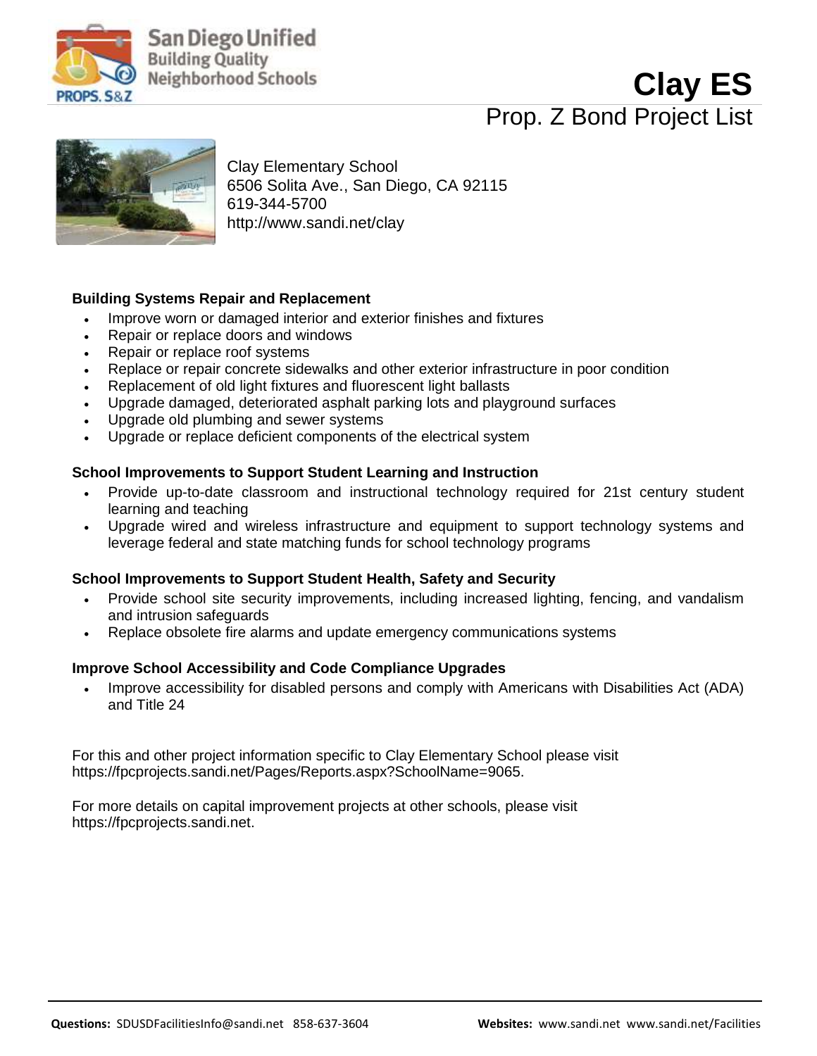San Diego Unified
Building Quality
Neighborhood Schools

PROPS. S&Z

# Clay ES

## Prop. Z Bond Project List

Clay Elementary School
6506 Solita Ave., San Diego, CA 92115
619-344-5700
http://www.sandi.net/clay

**Building Systems Repair and Replacement**

- Improve worn or damaged interior and exterior finishes and fixtures
- Repair or replace doors and windows
- Repair or replace roof systems
- Replace or repair concrete sidewalks and other exterior infrastructure in poor condition
- Replacement of old light fixtures and fluorescent light ballasts
- Upgrade damaged, deteriorated asphalt parking lots and playground surfaces
- Upgrade old plumbing and sewer systems
- Upgrade or replace deficient components of the electrical system

**School Improvements to Support Student Learning and Instruction**

- Provide up-to-date classroom and instructional technology required for 21st century student learning and teaching
- Upgrade wired and wireless infrastructure and equipment to support technology systems and leverage federal and state matching funds for school technology programs

**School Improvements to Support Student Health, Safety and Security**

- Provide school site security improvements, including increased lighting, fencing, and vandalism and intrusion safeguards
- Replace obsolete fire alarms and update emergency communications systems

**Improve School Accessibility and Code Compliance Upgrades**

- Improve accessibility for disabled persons and comply with Americans with Disabilities Act (ADA) and Title 24

For this and other project information specific to Clay Elementary School please visit https://fpcprojects.sandi.net/Pages/Reports.aspx?SchoolName=9065.

For more details on capital improvement projects at other schools, please visit https://fpcprojects.sandi.net.

**Questions:** SDUSDFacilitiesInfo@sandi.net 858-637-3604

**Websites:** www.sandi.net www.sandi.net/Facilities